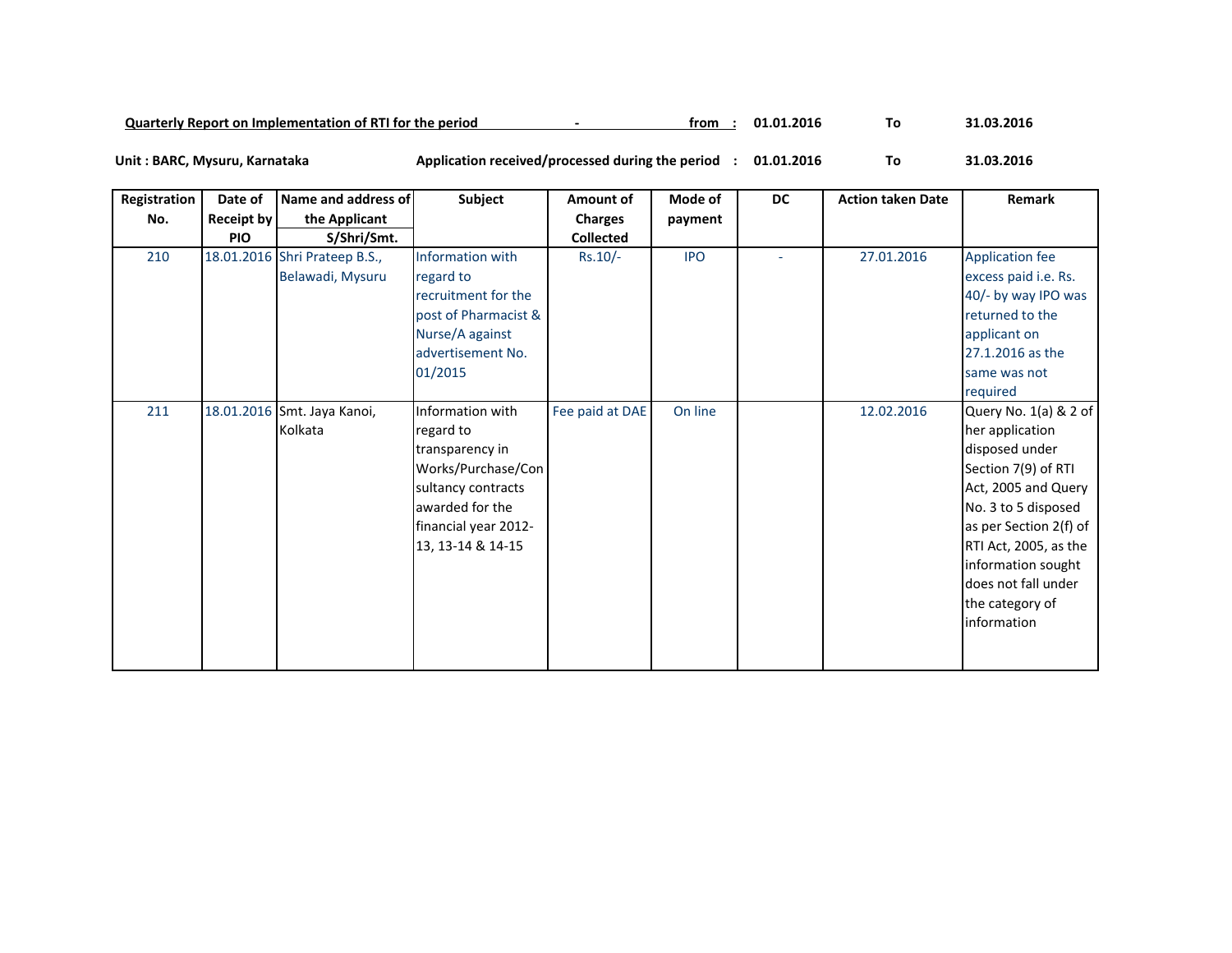**Quarterly Report on Implementation of RTI for the period - from : 01.01.2016 To 31.03.2016**

**Unit : BARC, Mysuru, Karnataka** **Application received/processed during the period : 01.01.2016 To 31.03.2016**

| Registration No. | Date of Receipt by PIO | Name and address of the Applicant S/Shri/Smt. | Subject | Amount of Charges Collected | Mode of payment | DC | Action taken Date | Remark |
|---|---|---|---|---|---|---|---|---|
| 210 | 18.01.2016 | Shri Prateep B.S., Belawadi, Mysuru | Information with regard to recruitment for the post of Pharmacist & Nurse/A against advertisement No. 01/2015 | Rs.10/- | IPO | - | 27.01.2016 | Application fee excess paid i.e. Rs. 40/- by way IPO was returned to the applicant on 27.1.2016 as the same was not required |
| 211 | 18.01.2016 | Smt. Jaya Kanoi, Kolkata | Information with regard to transparency in Works/Purchase/Consultancy contracts awarded for the financial year 2012-13, 13-14 & 14-15 | Fee paid at DAE | On line | | 12.02.2016 | Query No. 1(a) & 2 of her application disposed under Section 7(9) of RTI Act, 2005 and Query No. 3 to 5 disposed as per Section 2(f) of RTI Act, 2005, as the information sought does not fall under the category of information |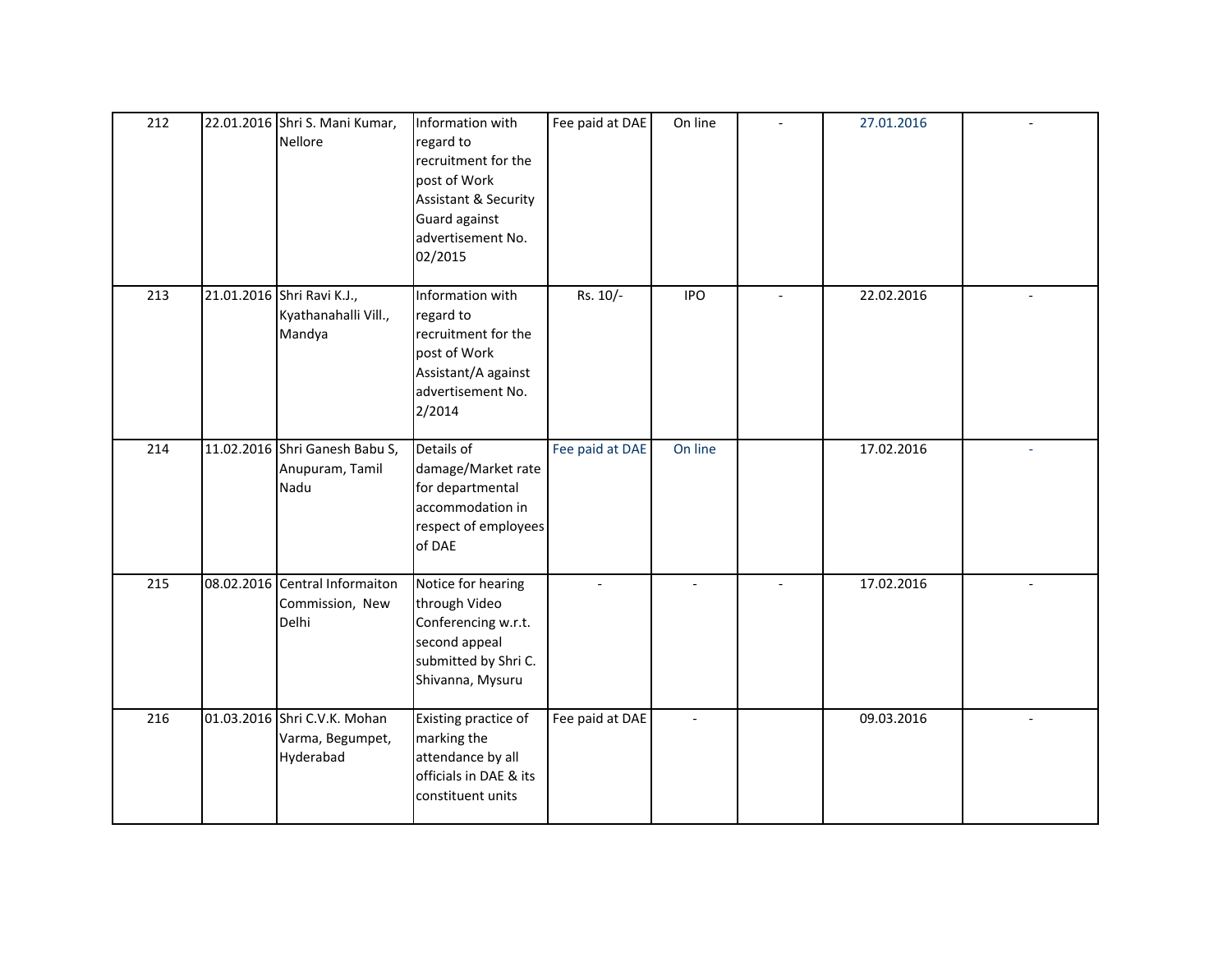| | | | | | | | | |
|---|---|---|---|---|---|---|---|---|
| 212 | 22.01.2016 | Shri S. Mani Kumar, Nellore | Information with regard to recruitment for the post of Work Assistant & Security Guard against advertisement No. 02/2015 | Fee paid at DAE | On line | - | 27.01.2016 | - |
| 213 | 21.01.2016 | Shri Ravi K.J., Kyathanahalli Vill., Mandya | Information with regard to recruitment for the post of Work Assistant/A against advertisement No. 2/2014 | Rs. 10/- | IPO | - | 22.02.2016 | - |
| 214 | 11.02.2016 | Shri Ganesh Babu S, Anupuram, Tamil Nadu | Details of damage/Market rate for departmental accommodation in respect of employees of DAE | Fee paid at DAE | On line | | 17.02.2016 | - |
| 215 | 08.02.2016 | Central Informaiton Commission, New Delhi | Notice for hearing through Video Conferencing w.r.t. second appeal submitted by Shri C. Shivanna, Mysuru | - | - | - | 17.02.2016 | - |
| 216 | 01.03.2016 | Shri C.V.K. Mohan Varma, Begumpet, Hyderabad | Existing practice of marking the attendance by all officials in DAE & its constituent units | Fee paid at DAE | - | | 09.03.2016 | - |